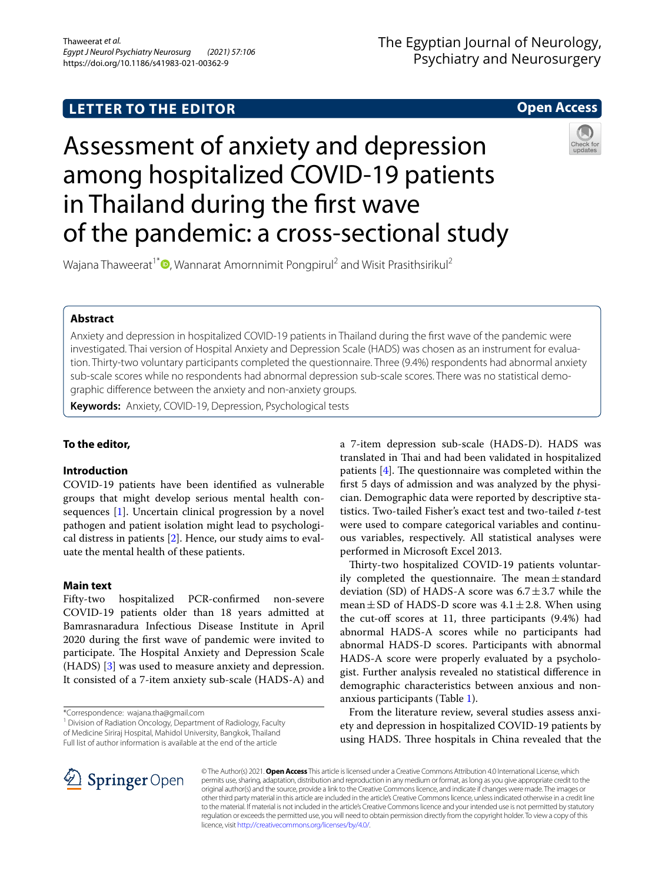LETTER TO THE EDITOR

Open Access

# Assessment of anxiety and depression among hospitalized COVID-19 patients in Thailand during the first wave of the pandemic: a cross-sectional study

Wajana Thaweerat[1*], Wannarat Amornnimit Pongpirul[2] and Wisit Prasithsirikul[2]

## Abstract

Anxiety and depression in hospitalized COVID-19 patients in Thailand during the first wave of the pandemic were investigated. Thai version of Hospital Anxiety and Depression Scale (HADS) was chosen as an instrument for evaluation. Thirty-two voluntary participants completed the questionnaire. Three (9.4%) respondents had abnormal anxiety sub-scale scores while no respondents had abnormal depression sub-scale scores. There was no statistical demographic difference between the anxiety and non-anxiety groups.

**Keywords:** Anxiety, COVID-19, Depression, Psychological tests

**To the editor,**

### Introduction

COVID-19 patients have been identified as vulnerable groups that might develop serious mental health consequences [1]. Uncertain clinical progression by a novel pathogen and patient isolation might lead to psychological distress in patients [2]. Hence, our study aims to evaluate the mental health of these patients.

### Main text

Fifty-two hospitalized PCR-confirmed non-severe COVID-19 patients older than 18 years admitted at Bamrasnaradura Infectious Disease Institute in April 2020 during the first wave of pandemic were invited to participate. The Hospital Anxiety and Depression Scale (HADS) [3] was used to measure anxiety and depression. It consisted of a 7-item anxiety sub-scale (HADS-A) and a 7-item depression sub-scale (HADS-D). HADS was translated in Thai and had been validated in hospitalized patients [4]. The questionnaire was completed within the first 5 days of admission and was analyzed by the physician. Demographic data were reported by descriptive statistics. Two-tailed Fisher's exact test and two-tailed *t*-test were used to compare categorical variables and continuous variables, respectively. All statistical analyses were performed in Microsoft Excel 2013.

Thirty-two hospitalized COVID-19 patients voluntarily completed the questionnaire. The mean ± standard deviation (SD) of HADS-A score was 6.7 ± 3.7 while the mean ± SD of HADS-D score was 4.1 ± 2.8. When using the cut-off scores at 11, three participants (9.4%) had abnormal HADS-A scores while no participants had abnormal HADS-D scores. Participants with abnormal HADS-A score were properly evaluated by a psychologist. Further analysis revealed no statistical difference in demographic characteristics between anxious and non-anxious participants (Table 1).

From the literature review, several studies assess anxiety and depression in hospitalized COVID-19 patients by using HADS. Three hospitals in China revealed that the

*Correspondence: wajana.tha@gmail.com
[1] Division of Radiation Oncology, Department of Radiology, Faculty of Medicine Siriraj Hospital, Mahidol University, Bangkok, Thailand
Full list of author information is available at the end of the article

© The Author(s) 2021. **Open Access** This article is licensed under a Creative Commons Attribution 4.0 International License, which permits use, sharing, adaptation, distribution and reproduction in any medium or format, as long as you give appropriate credit to the original author(s) and the source, provide a link to the Creative Commons licence, and indicate if changes were made. The images or other third party material in this article are included in the article's Creative Commons licence, unless indicated otherwise in a credit line to the material. If material is not included in the article's Creative Commons licence and your intended use is not permitted by statutory regulation or exceeds the permitted use, you will need to obtain permission directly from the copyright holder. To view a copy of this licence, visit http://creativecommons.org/licenses/by/4.0/.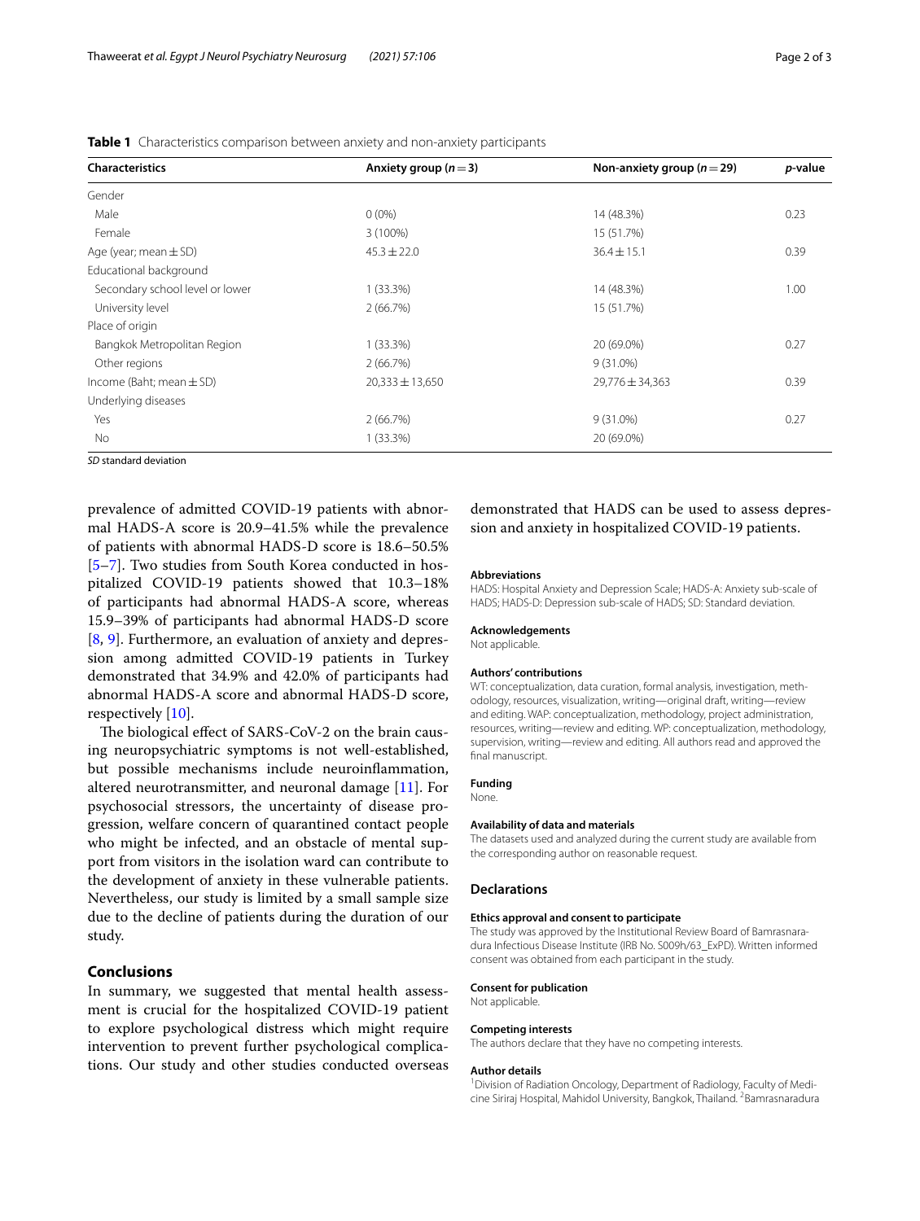**Table 1** Characteristics comparison between anxiety and non-anxiety participants

| Characteristics | Anxiety group ($n = 3$) | Non-anxiety group ($n = 29$) | $p$-value |
|---|---|---|---|
| Gender | | | |
| Male | 0 (0%) | 14 (48.3%) | 0.23 |
| Female | 3 (100%) | 15 (51.7%) | |
| Age (year; mean ± SD) | 45.3 ± 22.0 | 36.4 ± 15.1 | 0.39 |
| Educational background | | | |
| Secondary school level or lower | 1 (33.3%) | 14 (48.3%) | 1.00 |
| University level | 2 (66.7%) | 15 (51.7%) | |
| Place of origin | | | |
| Bangkok Metropolitan Region | 1 (33.3%) | 20 (69.0%) | 0.27 |
| Other regions | 2 (66.7%) | 9 (31.0%) | |
| Income (Baht; mean ± SD) | 20,333 ± 13,650 | 29,776 ± 34,363 | 0.39 |
| Underlying diseases | | | |
| Yes | 2 (66.7%) | 9 (31.0%) | 0.27 |
| No | 1 (33.3%) | 20 (69.0%) | |

*SD* standard deviation

prevalence of admitted COVID-19 patients with abnormal HADS-A score is 20.9–41.5% while the prevalence of patients with abnormal HADS-D score is 18.6–50.5% [5–7]. Two studies from South Korea conducted in hospitalized COVID-19 patients showed that 10.3–18% of participants had abnormal HADS-A score, whereas 15.9–39% of participants had abnormal HADS-D score [8, 9]. Furthermore, an evaluation of anxiety and depression among admitted COVID-19 patients in Turkey demonstrated that 34.9% and 42.0% of participants had abnormal HADS-A score and abnormal HADS-D score, respectively [10].

The biological effect of SARS-CoV-2 on the brain causing neuropsychiatric symptoms is not well-established, but possible mechanisms include neuroinflammation, altered neurotransmitter, and neuronal damage [11]. For psychosocial stressors, the uncertainty of disease progression, welfare concern of quarantined contact people who might be infected, and an obstacle of mental support from visitors in the isolation ward can contribute to the development of anxiety in these vulnerable patients. Nevertheless, our study is limited by a small sample size due to the decline of patients during the duration of our study.

## Conclusions

In summary, we suggested that mental health assessment is crucial for the hospitalized COVID-19 patient to explore psychological distress which might require intervention to prevent further psychological complications. Our study and other studies conducted overseas demonstrated that HADS can be used to assess depression and anxiety in hospitalized COVID-19 patients.

#### Abbreviations

HADS: Hospital Anxiety and Depression Scale; HADS-A: Anxiety sub-scale of HADS; HADS-D: Depression sub-scale of HADS; SD: Standard deviation.

#### Acknowledgements

Not applicable.

#### Authors' contributions

WT: conceptualization, data curation, formal analysis, investigation, methodology, resources, visualization, writing—original draft, writing—review and editing. WAP: conceptualization, methodology, project administration, resources, writing—review and editing. WP: conceptualization, methodology, supervision, writing—review and editing. All authors read and approved the final manuscript.

#### Funding

None.

#### Availability of data and materials

The datasets used and analyzed during the current study are available from the corresponding author on reasonable request.

### Declarations

#### Ethics approval and consent to participate

The study was approved by the Institutional Review Board of Bamrasnaradura Infectious Disease Institute (IRB No. S009h/63_ExPD). Written informed consent was obtained from each participant in the study.

#### Consent for publication

Not applicable.

#### Competing interests

The authors declare that they have no competing interests.

#### Author details

[1]Division of Radiation Oncology, Department of Radiology, Faculty of Medicine Siriraj Hospital, Mahidol University, Bangkok, Thailand. [2]Bamrasnaradura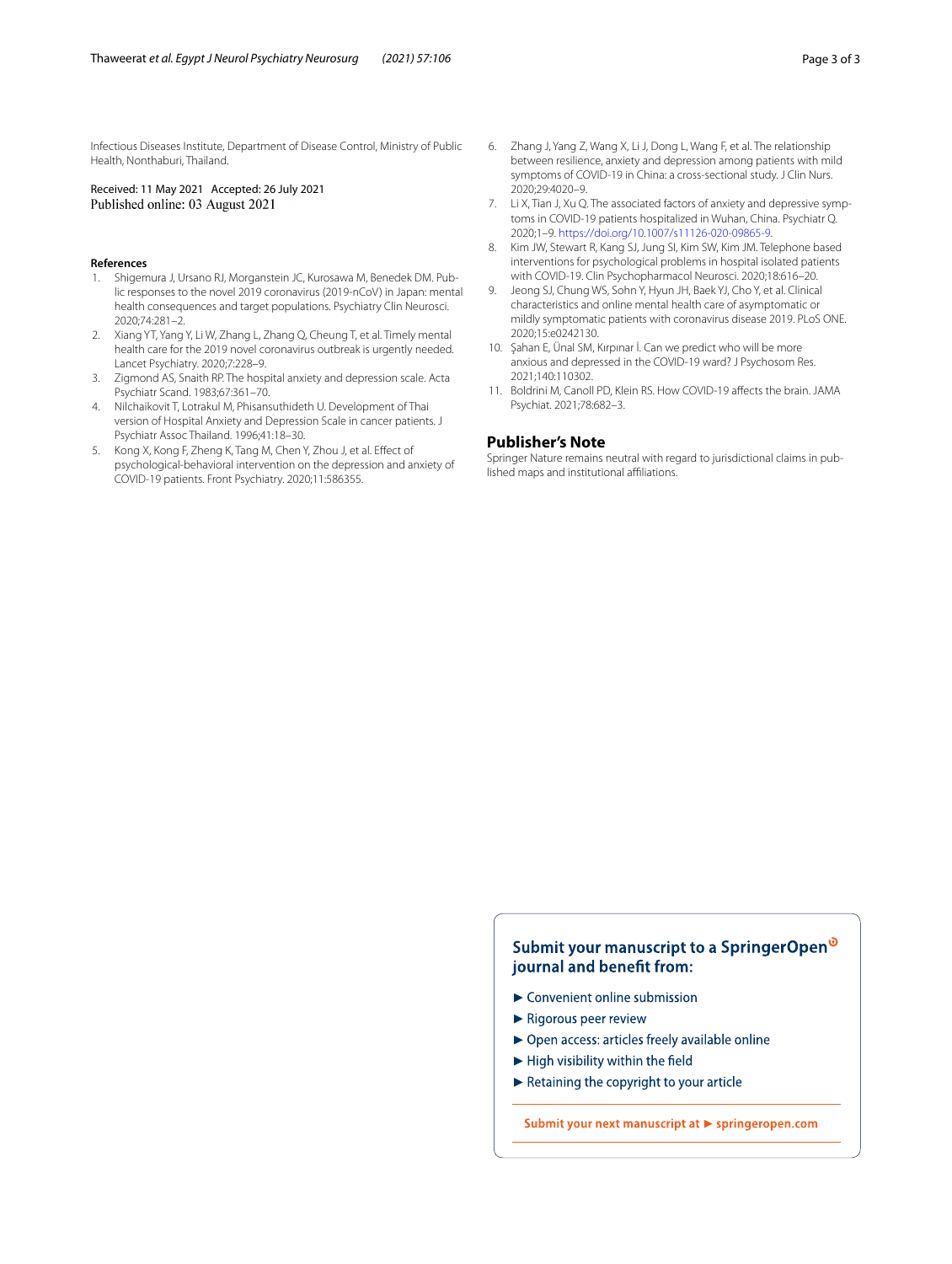Infectious Diseases Institute, Department of Disease Control, Ministry of Public Health, Nonthaburi, Thailand.

Received: 11 May 2021 Accepted: 26 July 2021
Published online: 03 August 2021

**References**

1. Shigemura J, Ursano RJ, Morganstein JC, Kurosawa M, Benedek DM. Public responses to the novel 2019 coronavirus (2019-nCoV) in Japan: mental health consequences and target populations. Psychiatry Clin Neurosci. 2020;74:281–2.
2. Xiang YT, Yang Y, Li W, Zhang L, Zhang Q, Cheung T, et al. Timely mental health care for the 2019 novel coronavirus outbreak is urgently needed. Lancet Psychiatry. 2020;7:228–9.
3. Zigmond AS, Snaith RP. The hospital anxiety and depression scale. Acta Psychiatr Scand. 1983;67:361–70.
4. Nilchaikovit T, Lotrakul M, Phisansuthideth U. Development of Thai version of Hospital Anxiety and Depression Scale in cancer patients. J Psychiatr Assoc Thailand. 1996;41:18–30.
5. Kong X, Kong F, Zheng K, Tang M, Chen Y, Zhou J, et al. Effect of psychological-behavioral intervention on the depression and anxiety of COVID-19 patients. Front Psychiatry. 2020;11:586355.
6. Zhang J, Yang Z, Wang X, Li J, Dong L, Wang F, et al. The relationship between resilience, anxiety and depression among patients with mild symptoms of COVID-19 in China: a cross-sectional study. J Clin Nurs. 2020;29:4020–9.
7. Li X, Tian J, Xu Q. The associated factors of anxiety and depressive symptoms in COVID-19 patients hospitalized in Wuhan, China. Psychiatr Q. 2020;1–9. https://doi.org/10.1007/s11126-020-09865-9.
8. Kim JW, Stewart R, Kang SJ, Jung SI, Kim SW, Kim JM. Telephone based interventions for psychological problems in hospital isolated patients with COVID-19. Clin Psychopharmacol Neurosci. 2020;18:616–20.
9. Jeong SJ, Chung WS, Sohn Y, Hyun JH, Baek YJ, Cho Y, et al. Clinical characteristics and online mental health care of asymptomatic or mildly symptomatic patients with coronavirus disease 2019. PLoS ONE. 2020;15:e0242130.
10. Şahan E, Ünal SM, Kırpınar İ. Can we predict who will be more anxious and depressed in the COVID-19 ward? J Psychosom Res. 2021;140:110302.
11. Boldrini M, Canoll PD, Klein RS. How COVID-19 affects the brain. JAMA Psychiat. 2021;78:682–3.

## Publisher's Note

Springer Nature remains neutral with regard to jurisdictional claims in published maps and institutional affiliations.

**Submit your manuscript to a SpringerOpen journal and benefit from:**

- ► Convenient online submission
- ► Rigorous peer review
- ► Open access: articles freely available online
- ► High visibility within the field
- ► Retaining the copyright to your article

**Submit your next manuscript at ► springeropen.com**